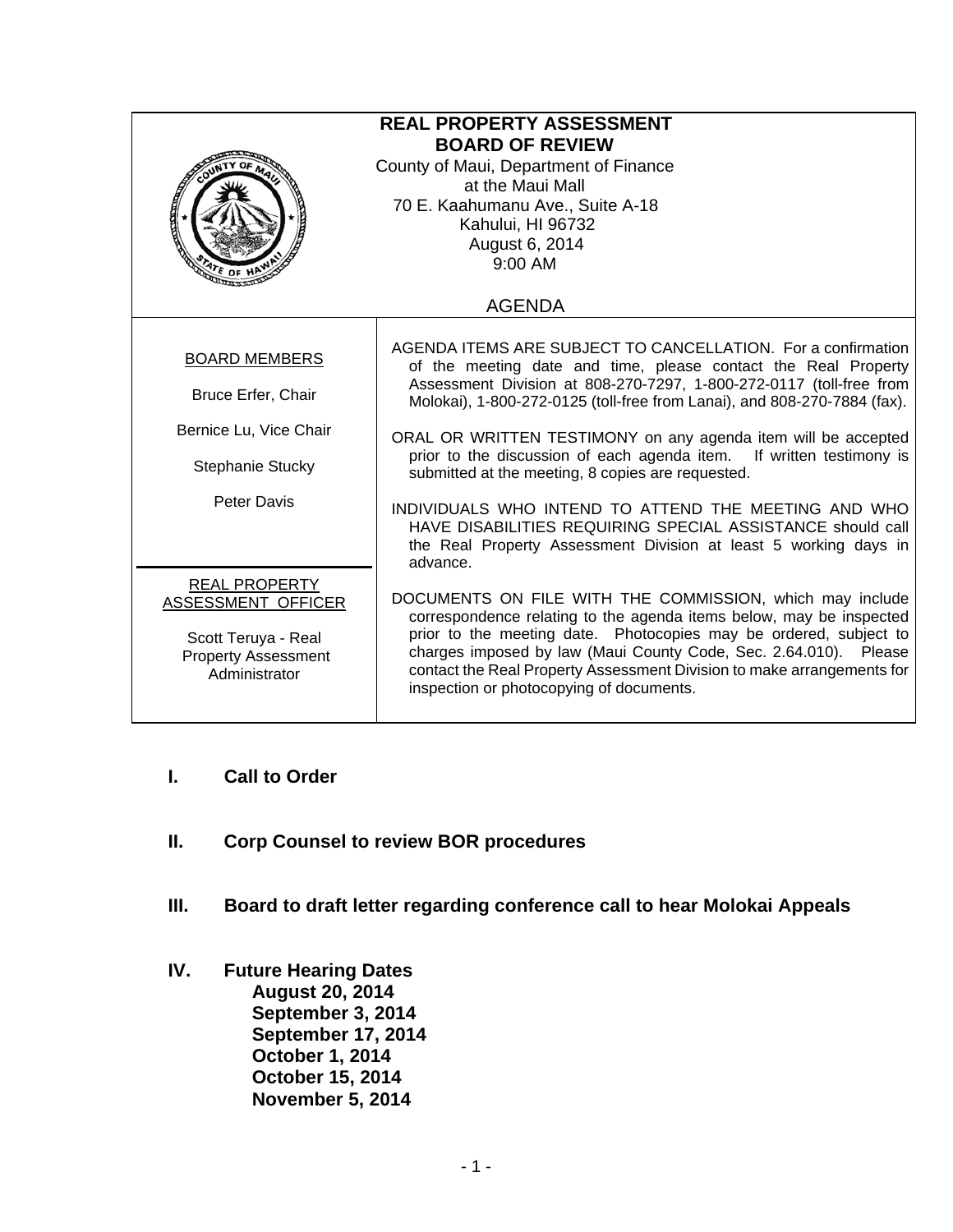# REAL PROPERTY ASSESSMENT
# BOARD OF REVIEW

County of Maui, Department of Finance
at the Maui Mall
70 E. Kaahumanu Ave., Suite A-18
Kahului, HI 96732
August 6, 2014
9:00 AM

AGENDA

**BOARD MEMBERS**

Bruce Erfer, Chair

Bernice Lu, Vice Chair

Stephanie Stucky

Peter Davis

**REAL PROPERTY ASSESSMENT OFFICER**

Scott Teruya - Real Property Assessment Administrator

AGENDA ITEMS ARE SUBJECT TO CANCELLATION. For a confirmation of the meeting date and time, please contact the Real Property Assessment Division at 808-270-7297, 1-800-272-0117 (toll-free from Molokai), 1-800-272-0125 (toll-free from Lanai), and 808-270-7884 (fax).

ORAL OR WRITTEN TESTIMONY on any agenda item will be accepted prior to the discussion of each agenda item. If written testimony is submitted at the meeting, 8 copies are requested.

INDIVIDUALS WHO INTEND TO ATTEND THE MEETING AND WHO HAVE DISABILITIES REQUIRING SPECIAL ASSISTANCE should call the Real Property Assessment Division at least 5 working days in advance.

DOCUMENTS ON FILE WITH THE COMMISSION, which may include correspondence relating to the agenda items below, may be inspected prior to the meeting date. Photocopies may be ordered, subject to charges imposed by law (Maui County Code, Sec. 2.64.010). Please contact the Real Property Assessment Division to make arrangements for inspection or photocopying of documents.

## I. Call to Order

## II. Corp Counsel to review BOR procedures

## III. Board to draft letter regarding conference call to hear Molokai Appeals

## IV. Future Hearing Dates

**August 20, 2014**
**September 3, 2014**
**September 17, 2014**
**October 1, 2014**
**October 15, 2014**
**November 5, 2014**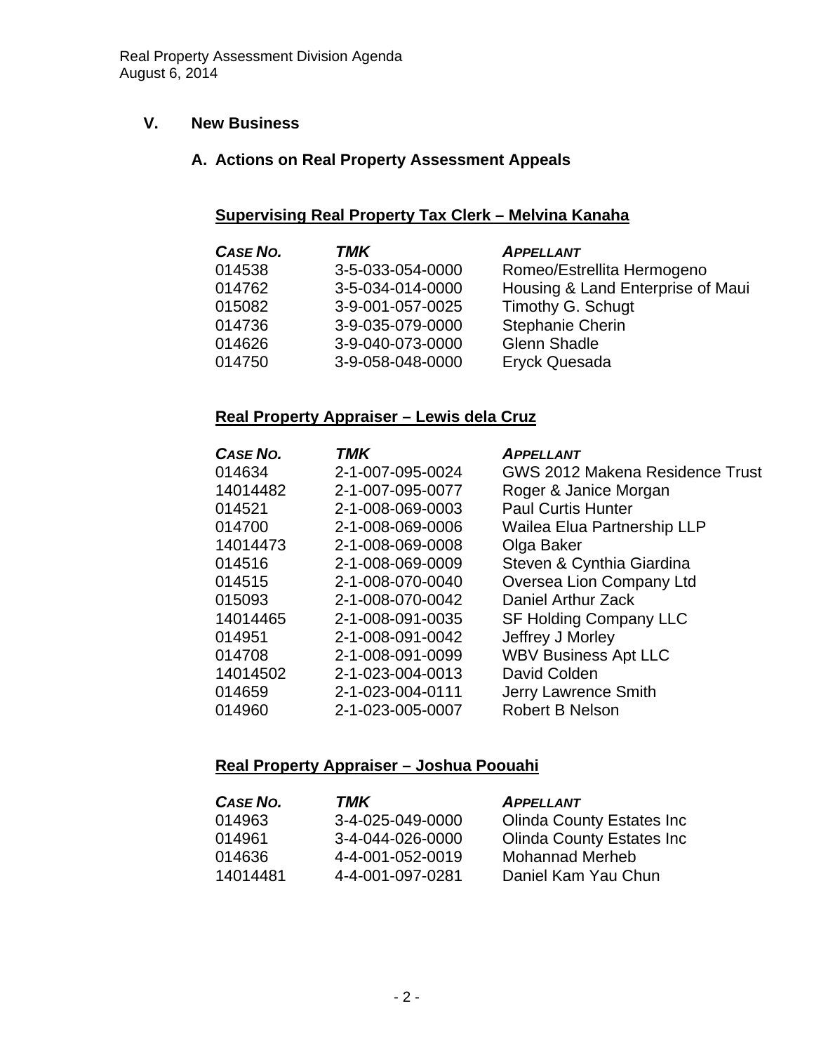## V. New Business

### A. Actions on Real Property Assessment Appeals

**Supervising Real Property Tax Clerk – Melvina Kanaha**

| *CASE NO.* | *TMK* | *APPELLANT* |
|---|---|---|
| 014538 | 3-5-033-054-0000 | Romeo/Estrellita Hermogeno |
| 014762 | 3-5-034-014-0000 | Housing & Land Enterprise of Maui |
| 015082 | 3-9-001-057-0025 | Timothy G. Schugt |
| 014736 | 3-9-035-079-0000 | Stephanie Cherin |
| 014626 | 3-9-040-073-0000 | Glenn Shadle |
| 014750 | 3-9-058-048-0000 | Eryck Quesada |

**Real Property Appraiser – Lewis dela Cruz**

| *CASE NO.* | *TMK* | *APPELLANT* |
|---|---|---|
| 014634 | 2-1-007-095-0024 | GWS 2012 Makena Residence Trust |
| 14014482 | 2-1-007-095-0077 | Roger & Janice Morgan |
| 014521 | 2-1-008-069-0003 | Paul Curtis Hunter |
| 014700 | 2-1-008-069-0006 | Wailea Elua Partnership LLP |
| 14014473 | 2-1-008-069-0008 | Olga Baker |
| 014516 | 2-1-008-069-0009 | Steven & Cynthia Giardina |
| 014515 | 2-1-008-070-0040 | Oversea Lion Company Ltd |
| 015093 | 2-1-008-070-0042 | Daniel Arthur Zack |
| 14014465 | 2-1-008-091-0035 | SF Holding Company LLC |
| 014951 | 2-1-008-091-0042 | Jeffrey J Morley |
| 014708 | 2-1-008-091-0099 | WBV Business Apt LLC |
| 14014502 | 2-1-023-004-0013 | David Colden |
| 014659 | 2-1-023-004-0111 | Jerry Lawrence Smith |
| 014960 | 2-1-023-005-0007 | Robert B Nelson |

**Real Property Appraiser – Joshua Poouahi**

| *CASE NO.* | *TMK* | *APPELLANT* |
|---|---|---|
| 014963 | 3-4-025-049-0000 | Olinda County Estates Inc |
| 014961 | 3-4-044-026-0000 | Olinda County Estates Inc |
| 014636 | 4-4-001-052-0019 | Mohannad Merheb |
| 14014481 | 4-4-001-097-0281 | Daniel Kam Yau Chun |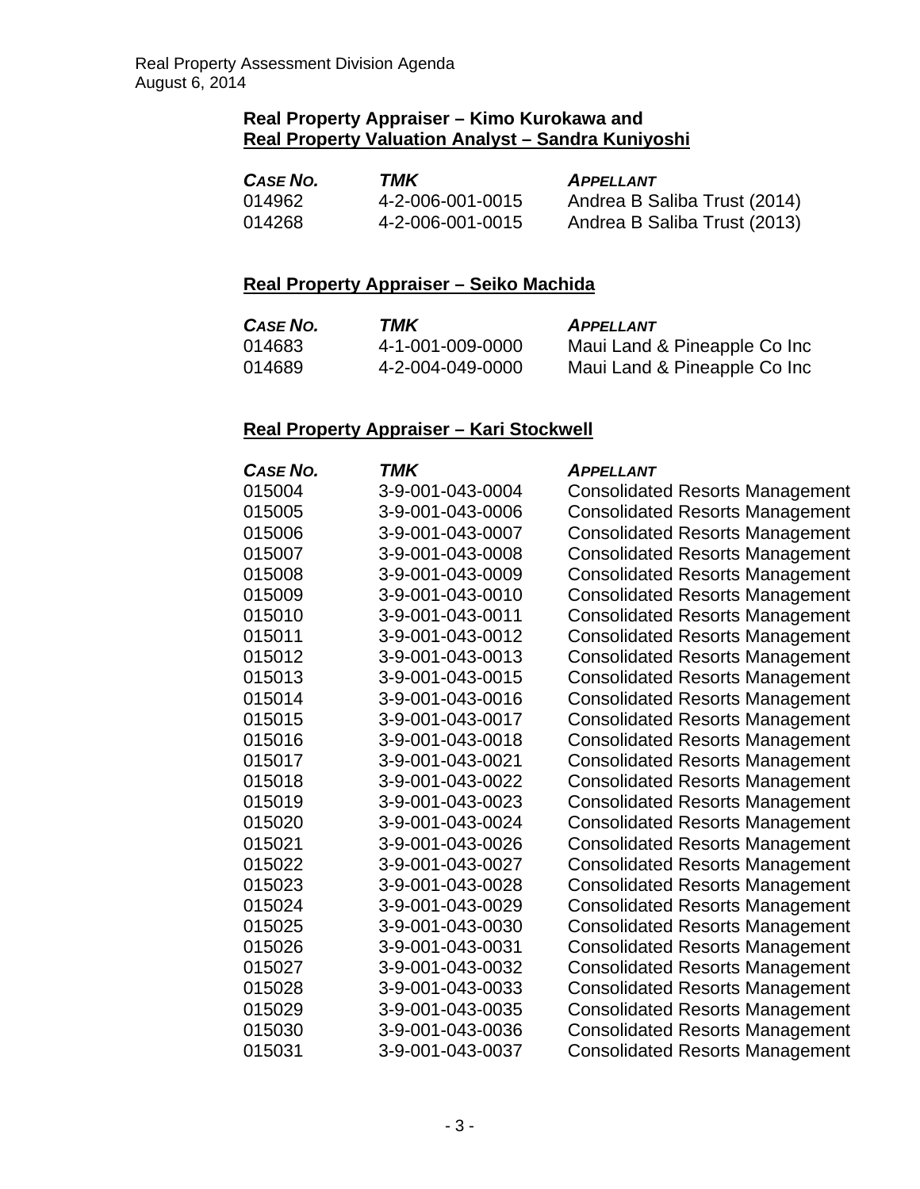**Real Property Appraiser – Kimo Kurokawa and**
**Real Property Valuation Analyst – Sandra Kuniyoshi**

| *CASE NO.* | *TMK* | *APPELLANT* |
|---|---|---|
| 014962 | 4-2-006-001-0015 | Andrea B Saliba Trust (2014) |
| 014268 | 4-2-006-001-0015 | Andrea B Saliba Trust (2013) |

**Real Property Appraiser – Seiko Machida**

| *CASE NO.* | *TMK* | *APPELLANT* |
|---|---|---|
| 014683 | 4-1-001-009-0000 | Maui Land & Pineapple Co Inc |
| 014689 | 4-2-004-049-0000 | Maui Land & Pineapple Co Inc |

**Real Property Appraiser – Kari Stockwell**

| *CASE NO.* | *TMK* | *APPELLANT* |
|---|---|---|
| 015004 | 3-9-001-043-0004 | Consolidated Resorts Management |
| 015005 | 3-9-001-043-0006 | Consolidated Resorts Management |
| 015006 | 3-9-001-043-0007 | Consolidated Resorts Management |
| 015007 | 3-9-001-043-0008 | Consolidated Resorts Management |
| 015008 | 3-9-001-043-0009 | Consolidated Resorts Management |
| 015009 | 3-9-001-043-0010 | Consolidated Resorts Management |
| 015010 | 3-9-001-043-0011 | Consolidated Resorts Management |
| 015011 | 3-9-001-043-0012 | Consolidated Resorts Management |
| 015012 | 3-9-001-043-0013 | Consolidated Resorts Management |
| 015013 | 3-9-001-043-0015 | Consolidated Resorts Management |
| 015014 | 3-9-001-043-0016 | Consolidated Resorts Management |
| 015015 | 3-9-001-043-0017 | Consolidated Resorts Management |
| 015016 | 3-9-001-043-0018 | Consolidated Resorts Management |
| 015017 | 3-9-001-043-0021 | Consolidated Resorts Management |
| 015018 | 3-9-001-043-0022 | Consolidated Resorts Management |
| 015019 | 3-9-001-043-0023 | Consolidated Resorts Management |
| 015020 | 3-9-001-043-0024 | Consolidated Resorts Management |
| 015021 | 3-9-001-043-0026 | Consolidated Resorts Management |
| 015022 | 3-9-001-043-0027 | Consolidated Resorts Management |
| 015023 | 3-9-001-043-0028 | Consolidated Resorts Management |
| 015024 | 3-9-001-043-0029 | Consolidated Resorts Management |
| 015025 | 3-9-001-043-0030 | Consolidated Resorts Management |
| 015026 | 3-9-001-043-0031 | Consolidated Resorts Management |
| 015027 | 3-9-001-043-0032 | Consolidated Resorts Management |
| 015028 | 3-9-001-043-0033 | Consolidated Resorts Management |
| 015029 | 3-9-001-043-0035 | Consolidated Resorts Management |
| 015030 | 3-9-001-043-0036 | Consolidated Resorts Management |
| 015031 | 3-9-001-043-0037 | Consolidated Resorts Management |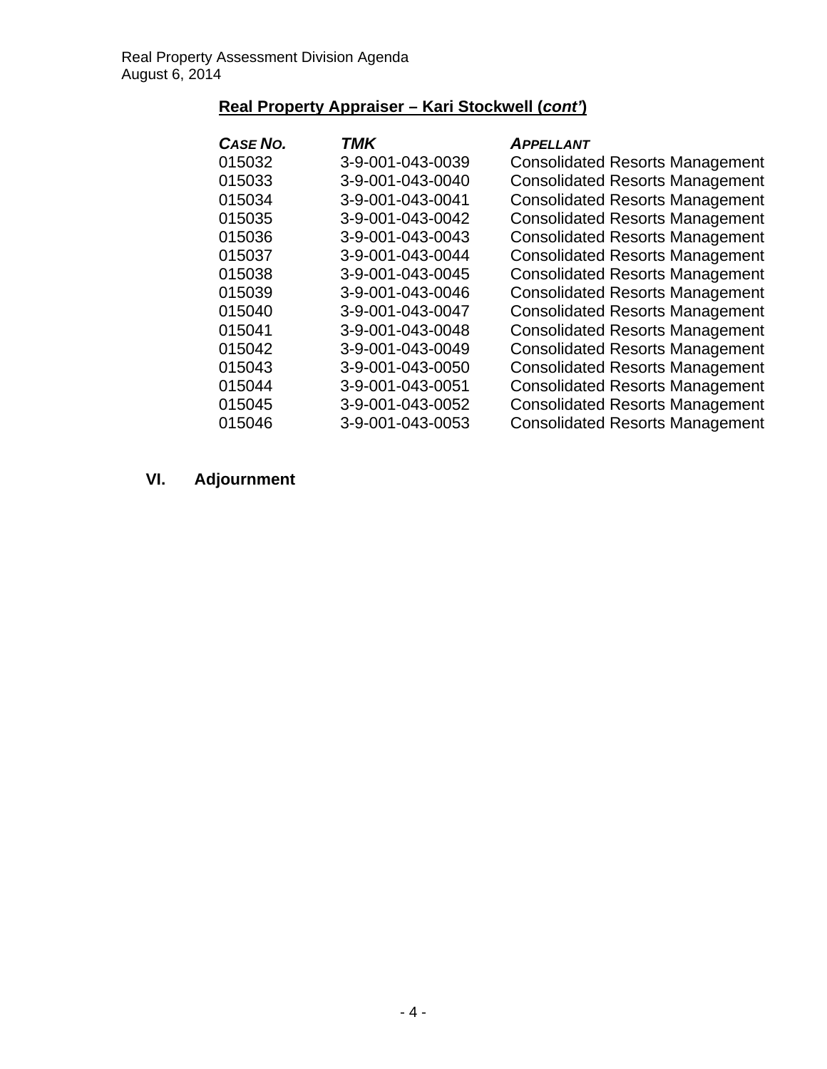**Real Property Appraiser – Kari Stockwell (*cont'*)**

| *CASE NO.* | *TMK* | *APPELLANT* |
|---|---|---|
| 015032 | 3-9-001-043-0039 | Consolidated Resorts Management |
| 015033 | 3-9-001-043-0040 | Consolidated Resorts Management |
| 015034 | 3-9-001-043-0041 | Consolidated Resorts Management |
| 015035 | 3-9-001-043-0042 | Consolidated Resorts Management |
| 015036 | 3-9-001-043-0043 | Consolidated Resorts Management |
| 015037 | 3-9-001-043-0044 | Consolidated Resorts Management |
| 015038 | 3-9-001-043-0045 | Consolidated Resorts Management |
| 015039 | 3-9-001-043-0046 | Consolidated Resorts Management |
| 015040 | 3-9-001-043-0047 | Consolidated Resorts Management |
| 015041 | 3-9-001-043-0048 | Consolidated Resorts Management |
| 015042 | 3-9-001-043-0049 | Consolidated Resorts Management |
| 015043 | 3-9-001-043-0050 | Consolidated Resorts Management |
| 015044 | 3-9-001-043-0051 | Consolidated Resorts Management |
| 015045 | 3-9-001-043-0052 | Consolidated Resorts Management |
| 015046 | 3-9-001-043-0053 | Consolidated Resorts Management |

**VI. Adjournment**